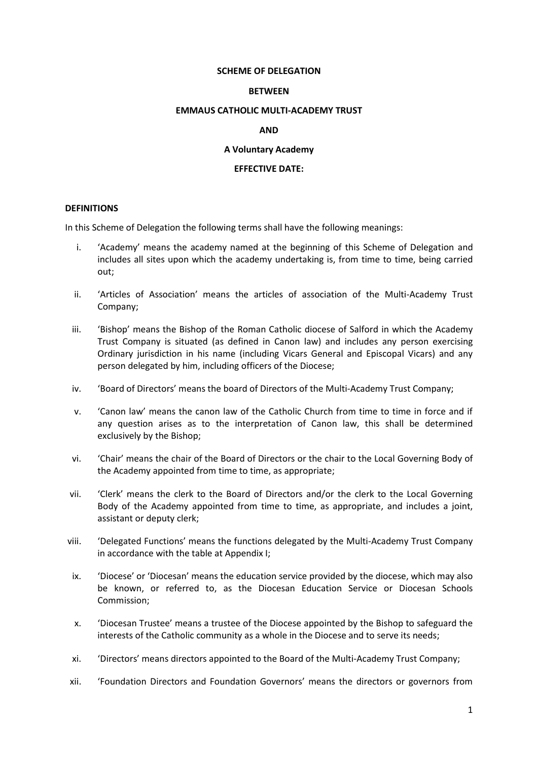**SCHEME OF DELEGATION**

**BETWEEN**

**EMMAUS CATHOLIC MULTI-ACADEMY TRUST**

**AND**

**A Voluntary Academy**

**EFFECTIVE DATE:**

## DEFINITIONS

In this Scheme of Delegation the following terms shall have the following meanings:

i. 'Academy' means the academy named at the beginning of this Scheme of Delegation and includes all sites upon which the academy undertaking is, from time to time, being carried out;

ii. 'Articles of Association' means the articles of association of the Multi-Academy Trust Company;

iii. 'Bishop' means the Bishop of the Roman Catholic diocese of Salford in which the Academy Trust Company is situated (as defined in Canon law) and includes any person exercising Ordinary jurisdiction in his name (including Vicars General and Episcopal Vicars) and any person delegated by him, including officers of the Diocese;

iv. 'Board of Directors' means the board of Directors of the Multi-Academy Trust Company;

v. 'Canon law' means the canon law of the Catholic Church from time to time in force and if any question arises as to the interpretation of Canon law, this shall be determined exclusively by the Bishop;

vi. 'Chair' means the chair of the Board of Directors or the chair to the Local Governing Body of the Academy appointed from time to time, as appropriate;

vii. 'Clerk' means the clerk to the Board of Directors and/or the clerk to the Local Governing Body of the Academy appointed from time to time, as appropriate, and includes a joint, assistant or deputy clerk;

viii. 'Delegated Functions' means the functions delegated by the Multi-Academy Trust Company in accordance with the table at Appendix I;

ix. 'Diocese' or 'Diocesan' means the education service provided by the diocese, which may also be known, or referred to, as the Diocesan Education Service or Diocesan Schools Commission;

x. 'Diocesan Trustee' means a trustee of the Diocese appointed by the Bishop to safeguard the interests of the Catholic community as a whole in the Diocese and to serve its needs;

xi. 'Directors' means directors appointed to the Board of the Multi-Academy Trust Company;

xii. 'Foundation Directors and Foundation Governors' means the directors or governors from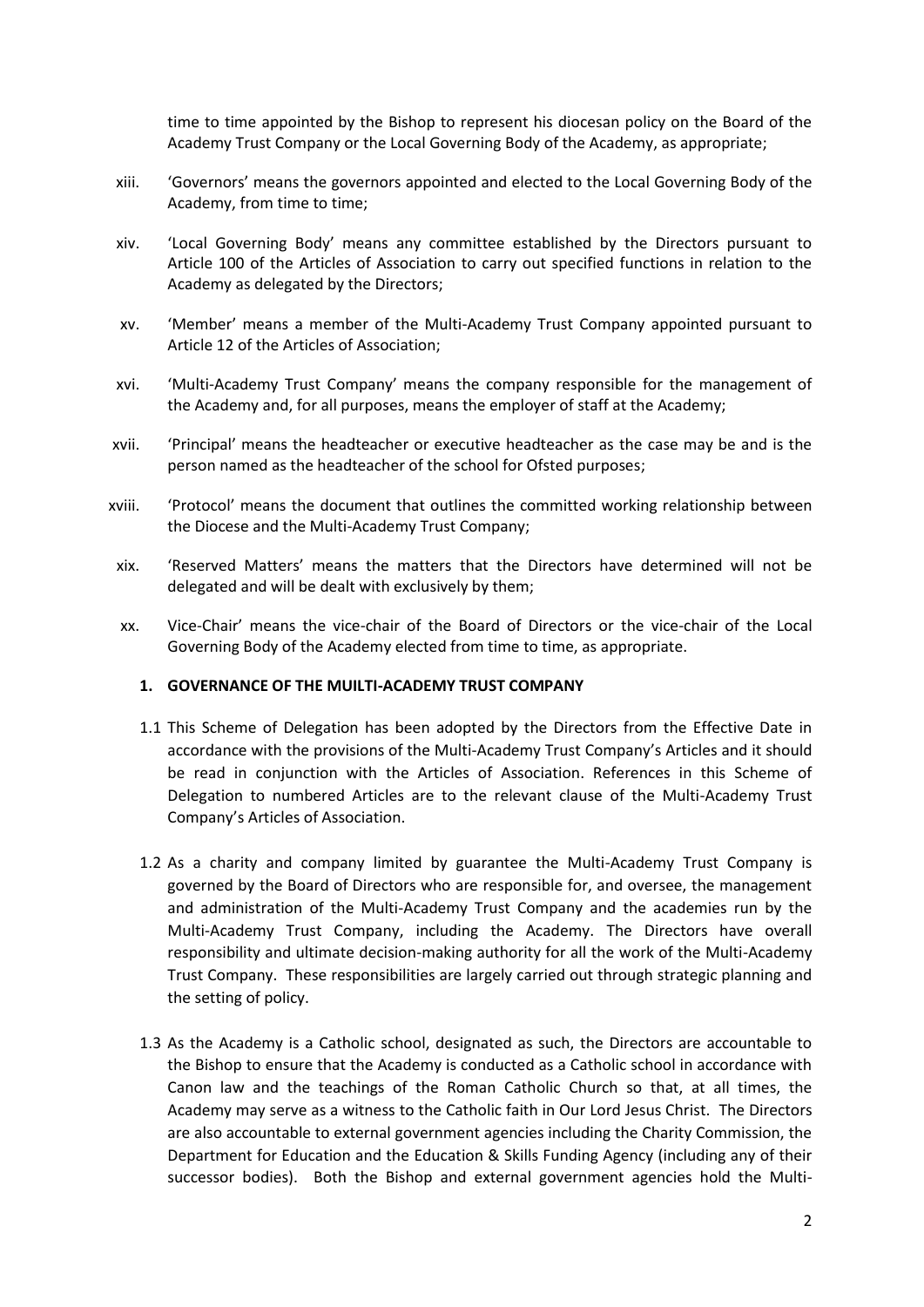time to time appointed by the Bishop to represent his diocesan policy on the Board of the Academy Trust Company or the Local Governing Body of the Academy, as appropriate;

xiii. 'Governors' means the governors appointed and elected to the Local Governing Body of the Academy, from time to time;

xiv. 'Local Governing Body' means any committee established by the Directors pursuant to Article 100 of the Articles of Association to carry out specified functions in relation to the Academy as delegated by the Directors;

xv. 'Member' means a member of the Multi-Academy Trust Company appointed pursuant to Article 12 of the Articles of Association;

xvi. 'Multi-Academy Trust Company' means the company responsible for the management of the Academy and, for all purposes, means the employer of staff at the Academy;

xvii. 'Principal' means the headteacher or executive headteacher as the case may be and is the person named as the headteacher of the school for Ofsted purposes;

xviii. 'Protocol' means the document that outlines the committed working relationship between the Diocese and the Multi-Academy Trust Company;

xix. 'Reserved Matters' means the matters that the Directors have determined will not be delegated and will be dealt with exclusively by them;

xx. Vice-Chair' means the vice-chair of the Board of Directors or the vice-chair of the Local Governing Body of the Academy elected from time to time, as appropriate.

## 1. GOVERNANCE OF THE MUILTI-ACADEMY TRUST COMPANY

1.1 This Scheme of Delegation has been adopted by the Directors from the Effective Date in accordance with the provisions of the Multi-Academy Trust Company's Articles and it should be read in conjunction with the Articles of Association. References in this Scheme of Delegation to numbered Articles are to the relevant clause of the Multi-Academy Trust Company's Articles of Association.

1.2 As a charity and company limited by guarantee the Multi-Academy Trust Company is governed by the Board of Directors who are responsible for, and oversee, the management and administration of the Multi-Academy Trust Company and the academies run by the Multi-Academy Trust Company, including the Academy. The Directors have overall responsibility and ultimate decision-making authority for all the work of the Multi-Academy Trust Company. These responsibilities are largely carried out through strategic planning and the setting of policy.

1.3 As the Academy is a Catholic school, designated as such, the Directors are accountable to the Bishop to ensure that the Academy is conducted as a Catholic school in accordance with Canon law and the teachings of the Roman Catholic Church so that, at all times, the Academy may serve as a witness to the Catholic faith in Our Lord Jesus Christ. The Directors are also accountable to external government agencies including the Charity Commission, the Department for Education and the Education & Skills Funding Agency (including any of their successor bodies). Both the Bishop and external government agencies hold the Multi-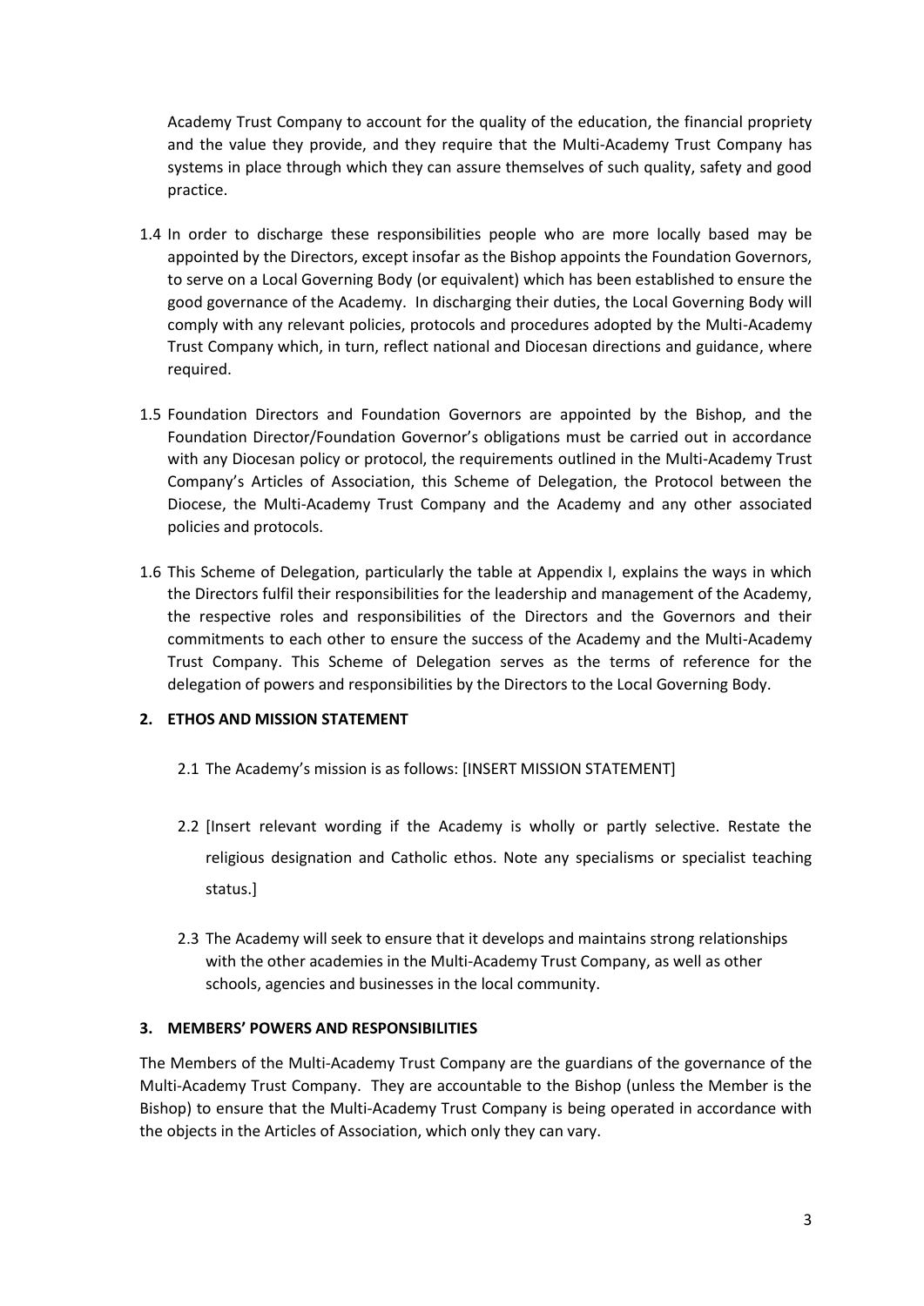Academy Trust Company to account for the quality of the education, the financial propriety and the value they provide, and they require that the Multi-Academy Trust Company has systems in place through which they can assure themselves of such quality, safety and good practice.

1.4 In order to discharge these responsibilities people who are more locally based may be appointed by the Directors, except insofar as the Bishop appoints the Foundation Governors, to serve on a Local Governing Body (or equivalent) which has been established to ensure the good governance of the Academy. In discharging their duties, the Local Governing Body will comply with any relevant policies, protocols and procedures adopted by the Multi-Academy Trust Company which, in turn, reflect national and Diocesan directions and guidance, where required.

1.5 Foundation Directors and Foundation Governors are appointed by the Bishop, and the Foundation Director/Foundation Governor's obligations must be carried out in accordance with any Diocesan policy or protocol, the requirements outlined in the Multi-Academy Trust Company's Articles of Association, this Scheme of Delegation, the Protocol between the Diocese, the Multi-Academy Trust Company and the Academy and any other associated policies and protocols.

1.6 This Scheme of Delegation, particularly the table at Appendix I, explains the ways in which the Directors fulfil their responsibilities for the leadership and management of the Academy, the respective roles and responsibilities of the Directors and the Governors and their commitments to each other to ensure the success of the Academy and the Multi-Academy Trust Company. This Scheme of Delegation serves as the terms of reference for the delegation of powers and responsibilities by the Directors to the Local Governing Body.

## 2. ETHOS AND MISSION STATEMENT

2.1 The Academy's mission is as follows: [INSERT MISSION STATEMENT]

2.2 [Insert relevant wording if the Academy is wholly or partly selective. Restate the religious designation and Catholic ethos. Note any specialisms or specialist teaching status.]

2.3 The Academy will seek to ensure that it develops and maintains strong relationships with the other academies in the Multi-Academy Trust Company, as well as other schools, agencies and businesses in the local community.

## 3. MEMBERS' POWERS AND RESPONSIBILITIES

The Members of the Multi-Academy Trust Company are the guardians of the governance of the Multi-Academy Trust Company. They are accountable to the Bishop (unless the Member is the Bishop) to ensure that the Multi-Academy Trust Company is being operated in accordance with the objects in the Articles of Association, which only they can vary.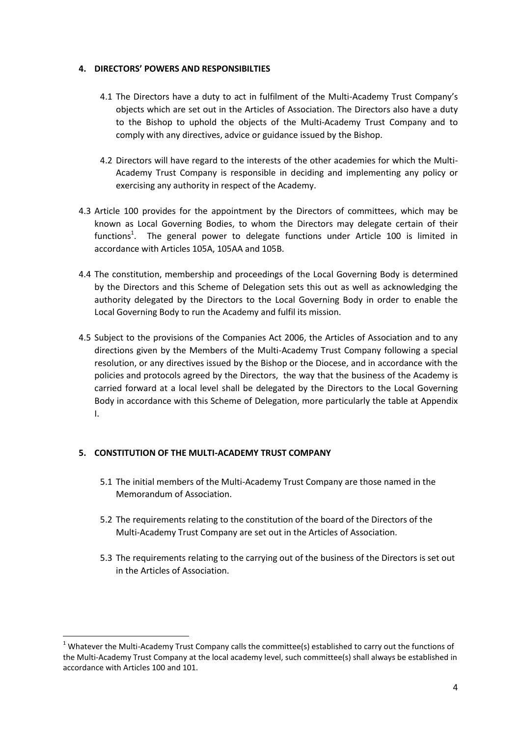## 4. DIRECTORS' POWERS AND RESPONSIBILTIES

4.1 The Directors have a duty to act in fulfilment of the Multi-Academy Trust Company's objects which are set out in the Articles of Association. The Directors also have a duty to the Bishop to uphold the objects of the Multi-Academy Trust Company and to comply with any directives, advice or guidance issued by the Bishop.

4.2 Directors will have regard to the interests of the other academies for which the Multi-Academy Trust Company is responsible in deciding and implementing any policy or exercising any authority in respect of the Academy.

4.3 Article 100 provides for the appointment by the Directors of committees, which may be known as Local Governing Bodies, to whom the Directors may delegate certain of their functions[1]. The general power to delegate functions under Article 100 is limited in accordance with Articles 105A, 105AA and 105B.

4.4 The constitution, membership and proceedings of the Local Governing Body is determined by the Directors and this Scheme of Delegation sets this out as well as acknowledging the authority delegated by the Directors to the Local Governing Body in order to enable the Local Governing Body to run the Academy and fulfil its mission.

4.5 Subject to the provisions of the Companies Act 2006, the Articles of Association and to any directions given by the Members of the Multi-Academy Trust Company following a special resolution, or any directives issued by the Bishop or the Diocese, and in accordance with the policies and protocols agreed by the Directors, the way that the business of the Academy is carried forward at a local level shall be delegated by the Directors to the Local Governing Body in accordance with this Scheme of Delegation, more particularly the table at Appendix I.

## 5. CONSTITUTION OF THE MULTI-ACADEMY TRUST COMPANY

5.1 The initial members of the Multi-Academy Trust Company are those named in the Memorandum of Association.

5.2 The requirements relating to the constitution of the board of the Directors of the Multi-Academy Trust Company are set out in the Articles of Association.

5.3 The requirements relating to the carrying out of the business of the Directors is set out in the Articles of Association.

---

[1] Whatever the Multi-Academy Trust Company calls the committee(s) established to carry out the functions of the Multi-Academy Trust Company at the local academy level, such committee(s) shall always be established in accordance with Articles 100 and 101.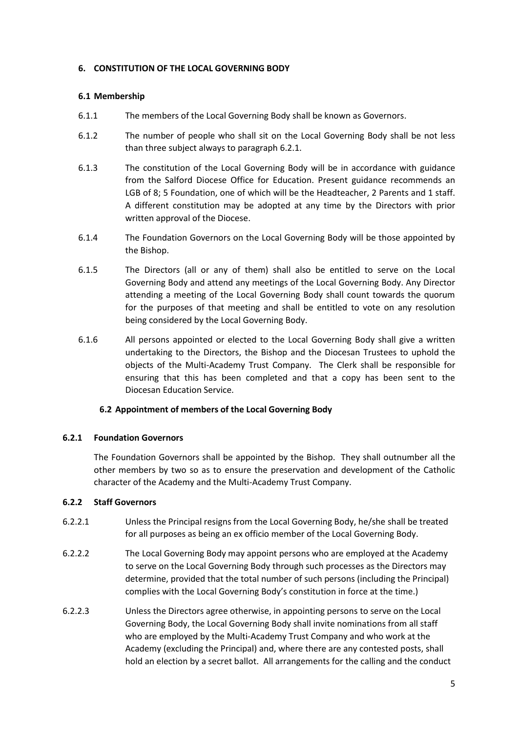## 6. CONSTITUTION OF THE LOCAL GOVERNING BODY

### 6.1 Membership

6.1.1 The members of the Local Governing Body shall be known as Governors.

6.1.2 The number of people who shall sit on the Local Governing Body shall be not less than three subject always to paragraph 6.2.1.

6.1.3 The constitution of the Local Governing Body will be in accordance with guidance from the Salford Diocese Office for Education. Present guidance recommends an LGB of 8; 5 Foundation, one of which will be the Headteacher, 2 Parents and 1 staff. A different constitution may be adopted at any time by the Directors with prior written approval of the Diocese.

6.1.4 The Foundation Governors on the Local Governing Body will be those appointed by the Bishop.

6.1.5 The Directors (all or any of them) shall also be entitled to serve on the Local Governing Body and attend any meetings of the Local Governing Body. Any Director attending a meeting of the Local Governing Body shall count towards the quorum for the purposes of that meeting and shall be entitled to vote on any resolution being considered by the Local Governing Body.

6.1.6 All persons appointed or elected to the Local Governing Body shall give a written undertaking to the Directors, the Bishop and the Diocesan Trustees to uphold the objects of the Multi-Academy Trust Company. The Clerk shall be responsible for ensuring that this has been completed and that a copy has been sent to the Diocesan Education Service.

### 6.2 Appointment of members of the Local Governing Body

#### 6.2.1 Foundation Governors

The Foundation Governors shall be appointed by the Bishop. They shall outnumber all the other members by two so as to ensure the preservation and development of the Catholic character of the Academy and the Multi-Academy Trust Company.

#### 6.2.2 Staff Governors

6.2.2.1 Unless the Principal resigns from the Local Governing Body, he/she shall be treated for all purposes as being an ex officio member of the Local Governing Body.

6.2.2.2 The Local Governing Body may appoint persons who are employed at the Academy to serve on the Local Governing Body through such processes as the Directors may determine, provided that the total number of such persons (including the Principal) complies with the Local Governing Body's constitution in force at the time.)

6.2.2.3 Unless the Directors agree otherwise, in appointing persons to serve on the Local Governing Body, the Local Governing Body shall invite nominations from all staff who are employed by the Multi-Academy Trust Company and who work at the Academy (excluding the Principal) and, where there are any contested posts, shall hold an election by a secret ballot. All arrangements for the calling and the conduct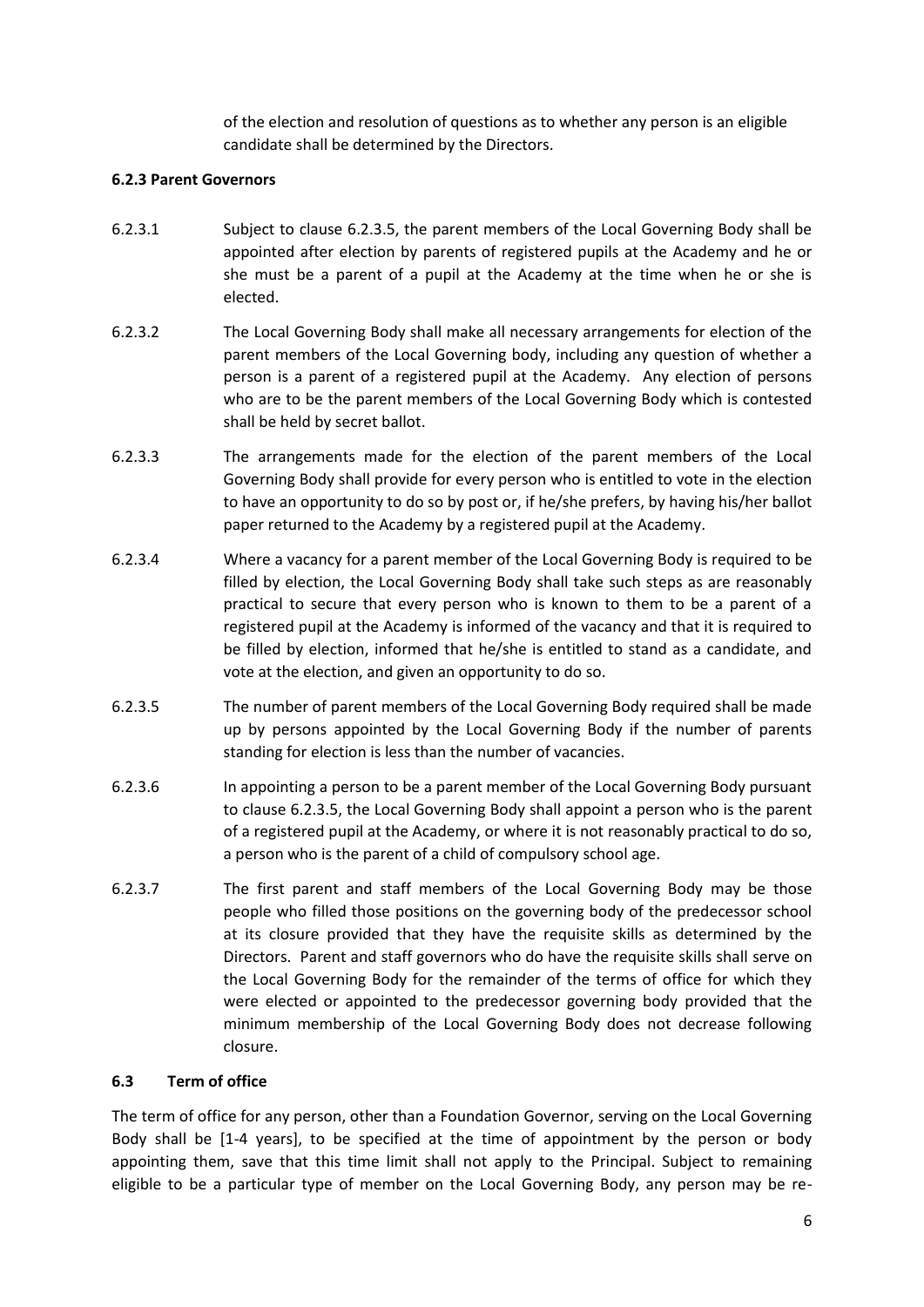of the election and resolution of questions as to whether any person is an eligible candidate shall be determined by the Directors.

**6.2.3 Parent Governors**

6.2.3.1 Subject to clause 6.2.3.5, the parent members of the Local Governing Body shall be appointed after election by parents of registered pupils at the Academy and he or she must be a parent of a pupil at the Academy at the time when he or she is elected.

6.2.3.2 The Local Governing Body shall make all necessary arrangements for election of the parent members of the Local Governing body, including any question of whether a person is a parent of a registered pupil at the Academy. Any election of persons who are to be the parent members of the Local Governing Body which is contested shall be held by secret ballot.

6.2.3.3 The arrangements made for the election of the parent members of the Local Governing Body shall provide for every person who is entitled to vote in the election to have an opportunity to do so by post or, if he/she prefers, by having his/her ballot paper returned to the Academy by a registered pupil at the Academy.

6.2.3.4 Where a vacancy for a parent member of the Local Governing Body is required to be filled by election, the Local Governing Body shall take such steps as are reasonably practical to secure that every person who is known to them to be a parent of a registered pupil at the Academy is informed of the vacancy and that it is required to be filled by election, informed that he/she is entitled to stand as a candidate, and vote at the election, and given an opportunity to do so.

6.2.3.5 The number of parent members of the Local Governing Body required shall be made up by persons appointed by the Local Governing Body if the number of parents standing for election is less than the number of vacancies.

6.2.3.6 In appointing a person to be a parent member of the Local Governing Body pursuant to clause 6.2.3.5, the Local Governing Body shall appoint a person who is the parent of a registered pupil at the Academy, or where it is not reasonably practical to do so, a person who is the parent of a child of compulsory school age.

6.2.3.7 The first parent and staff members of the Local Governing Body may be those people who filled those positions on the governing body of the predecessor school at its closure provided that they have the requisite skills as determined by the Directors. Parent and staff governors who do have the requisite skills shall serve on the Local Governing Body for the remainder of the terms of office for which they were elected or appointed to the predecessor governing body provided that the minimum membership of the Local Governing Body does not decrease following closure.

### 6.3 Term of office

The term of office for any person, other than a Foundation Governor, serving on the Local Governing Body shall be [1-4 years], to be specified at the time of appointment by the person or body appointing them, save that this time limit shall not apply to the Principal. Subject to remaining eligible to be a particular type of member on the Local Governing Body, any person may be re-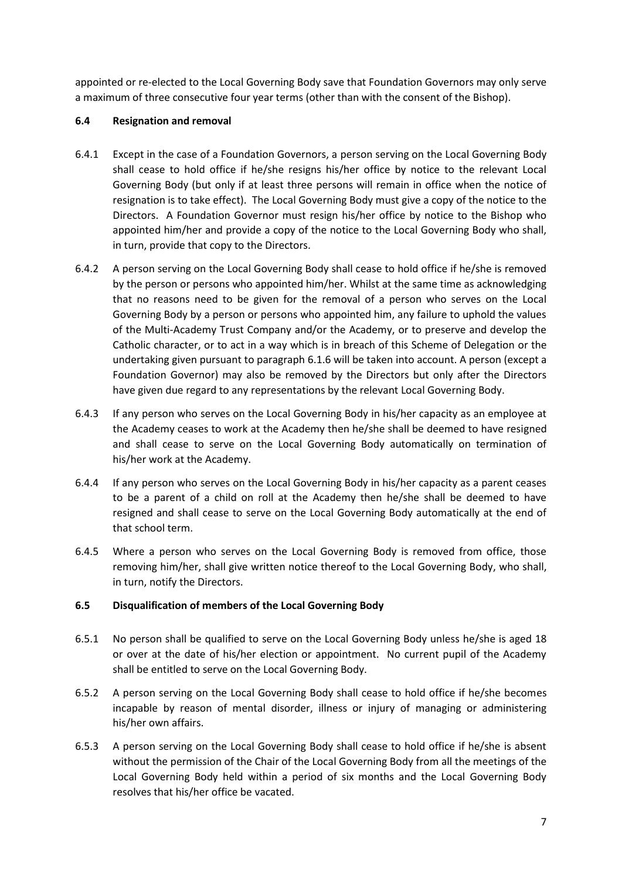appointed or re-elected to the Local Governing Body save that Foundation Governors may only serve a maximum of three consecutive four year terms (other than with the consent of the Bishop).

### 6.4 Resignation and removal

6.4.1 Except in the case of a Foundation Governors, a person serving on the Local Governing Body shall cease to hold office if he/she resigns his/her office by notice to the relevant Local Governing Body (but only if at least three persons will remain in office when the notice of resignation is to take effect). The Local Governing Body must give a copy of the notice to the Directors. A Foundation Governor must resign his/her office by notice to the Bishop who appointed him/her and provide a copy of the notice to the Local Governing Body who shall, in turn, provide that copy to the Directors.

6.4.2 A person serving on the Local Governing Body shall cease to hold office if he/she is removed by the person or persons who appointed him/her. Whilst at the same time as acknowledging that no reasons need to be given for the removal of a person who serves on the Local Governing Body by a person or persons who appointed him, any failure to uphold the values of the Multi-Academy Trust Company and/or the Academy, or to preserve and develop the Catholic character, or to act in a way which is in breach of this Scheme of Delegation or the undertaking given pursuant to paragraph 6.1.6 will be taken into account. A person (except a Foundation Governor) may also be removed by the Directors but only after the Directors have given due regard to any representations by the relevant Local Governing Body.

6.4.3 If any person who serves on the Local Governing Body in his/her capacity as an employee at the Academy ceases to work at the Academy then he/she shall be deemed to have resigned and shall cease to serve on the Local Governing Body automatically on termination of his/her work at the Academy.

6.4.4 If any person who serves on the Local Governing Body in his/her capacity as a parent ceases to be a parent of a child on roll at the Academy then he/she shall be deemed to have resigned and shall cease to serve on the Local Governing Body automatically at the end of that school term.

6.4.5 Where a person who serves on the Local Governing Body is removed from office, those removing him/her, shall give written notice thereof to the Local Governing Body, who shall, in turn, notify the Directors.

### 6.5 Disqualification of members of the Local Governing Body

6.5.1 No person shall be qualified to serve on the Local Governing Body unless he/she is aged 18 or over at the date of his/her election or appointment. No current pupil of the Academy shall be entitled to serve on the Local Governing Body.

6.5.2 A person serving on the Local Governing Body shall cease to hold office if he/she becomes incapable by reason of mental disorder, illness or injury of managing or administering his/her own affairs.

6.5.3 A person serving on the Local Governing Body shall cease to hold office if he/she is absent without the permission of the Chair of the Local Governing Body from all the meetings of the Local Governing Body held within a period of six months and the Local Governing Body resolves that his/her office be vacated.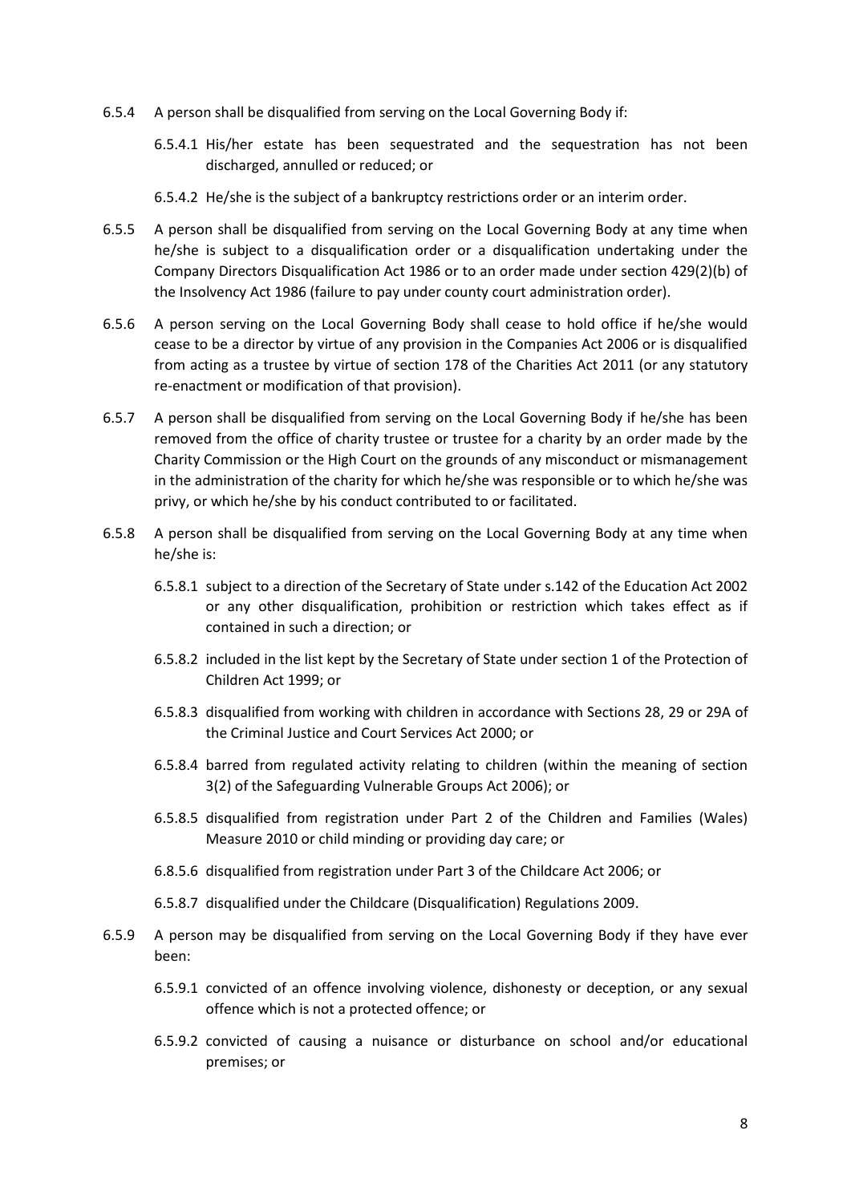6.5.4 A person shall be disqualified from serving on the Local Governing Body if:

6.5.4.1 His/her estate has been sequestrated and the sequestration has not been discharged, annulled or reduced; or

6.5.4.2 He/she is the subject of a bankruptcy restrictions order or an interim order.

6.5.5 A person shall be disqualified from serving on the Local Governing Body at any time when he/she is subject to a disqualification order or a disqualification undertaking under the Company Directors Disqualification Act 1986 or to an order made under section 429(2)(b) of the Insolvency Act 1986 (failure to pay under county court administration order).

6.5.6 A person serving on the Local Governing Body shall cease to hold office if he/she would cease to be a director by virtue of any provision in the Companies Act 2006 or is disqualified from acting as a trustee by virtue of section 178 of the Charities Act 2011 (or any statutory re-enactment or modification of that provision).

6.5.7 A person shall be disqualified from serving on the Local Governing Body if he/she has been removed from the office of charity trustee or trustee for a charity by an order made by the Charity Commission or the High Court on the grounds of any misconduct or mismanagement in the administration of the charity for which he/she was responsible or to which he/she was privy, or which he/she by his conduct contributed to or facilitated.

6.5.8 A person shall be disqualified from serving on the Local Governing Body at any time when he/she is:

6.5.8.1 subject to a direction of the Secretary of State under s.142 of the Education Act 2002 or any other disqualification, prohibition or restriction which takes effect as if contained in such a direction; or

6.5.8.2 included in the list kept by the Secretary of State under section 1 of the Protection of Children Act 1999; or

6.5.8.3 disqualified from working with children in accordance with Sections 28, 29 or 29A of the Criminal Justice and Court Services Act 2000; or

6.5.8.4 barred from regulated activity relating to children (within the meaning of section 3(2) of the Safeguarding Vulnerable Groups Act 2006); or

6.5.8.5 disqualified from registration under Part 2 of the Children and Families (Wales) Measure 2010 or child minding or providing day care; or

6.8.5.6 disqualified from registration under Part 3 of the Childcare Act 2006; or

6.5.8.7 disqualified under the Childcare (Disqualification) Regulations 2009.

6.5.9 A person may be disqualified from serving on the Local Governing Body if they have ever been:

6.5.9.1 convicted of an offence involving violence, dishonesty or deception, or any sexual offence which is not a protected offence; or

6.5.9.2 convicted of causing a nuisance or disturbance on school and/or educational premises; or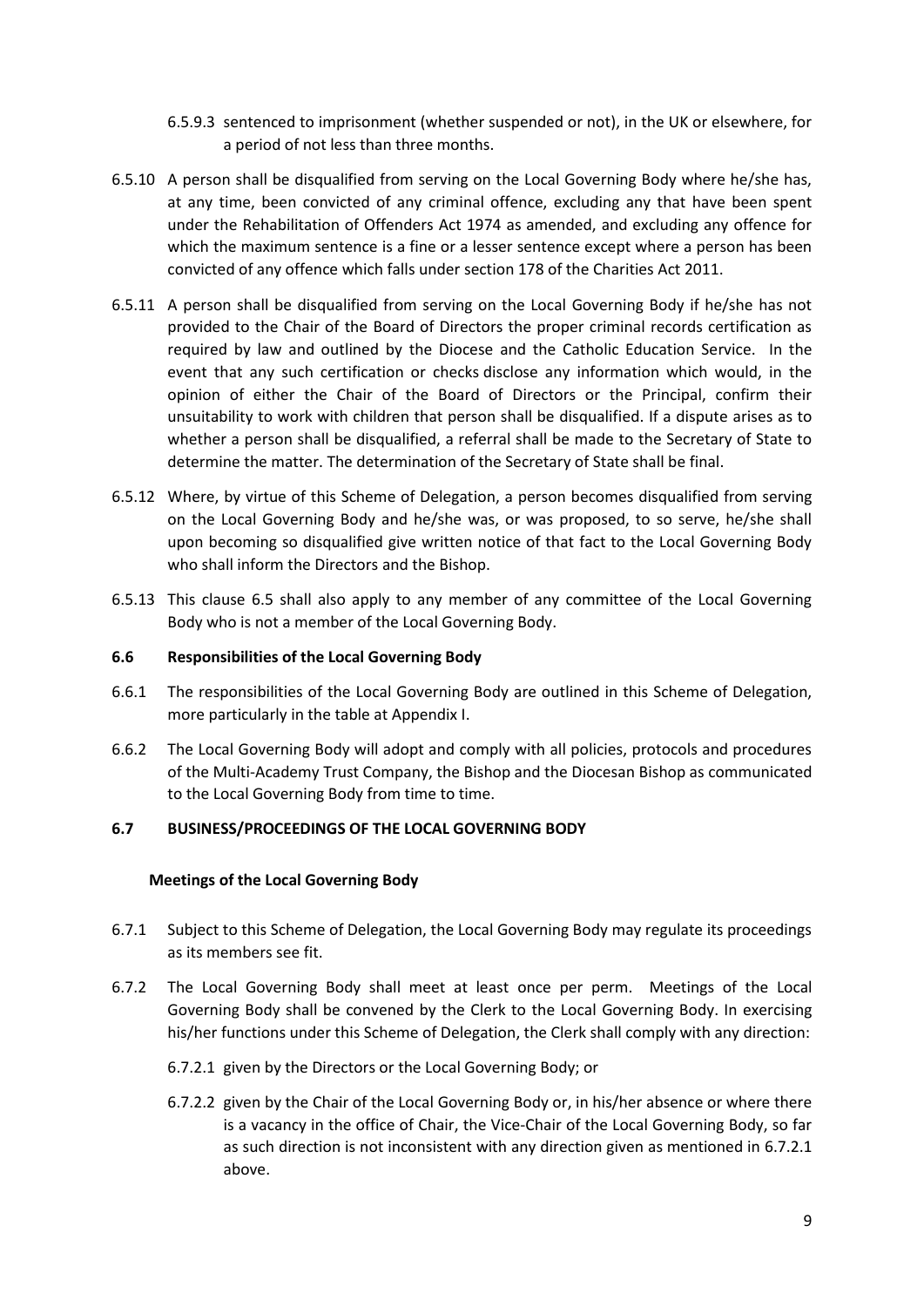6.5.9.3 sentenced to imprisonment (whether suspended or not), in the UK or elsewhere, for a period of not less than three months.

6.5.10 A person shall be disqualified from serving on the Local Governing Body where he/she has, at any time, been convicted of any criminal offence, excluding any that have been spent under the Rehabilitation of Offenders Act 1974 as amended, and excluding any offence for which the maximum sentence is a fine or a lesser sentence except where a person has been convicted of any offence which falls under section 178 of the Charities Act 2011.

6.5.11 A person shall be disqualified from serving on the Local Governing Body if he/she has not provided to the Chair of the Board of Directors the proper criminal records certification as required by law and outlined by the Diocese and the Catholic Education Service. In the event that any such certification or checks disclose any information which would, in the opinion of either the Chair of the Board of Directors or the Principal, confirm their unsuitability to work with children that person shall be disqualified. If a dispute arises as to whether a person shall be disqualified, a referral shall be made to the Secretary of State to determine the matter. The determination of the Secretary of State shall be final.

6.5.12 Where, by virtue of this Scheme of Delegation, a person becomes disqualified from serving on the Local Governing Body and he/she was, or was proposed, to so serve, he/she shall upon becoming so disqualified give written notice of that fact to the Local Governing Body who shall inform the Directors and the Bishop.

6.5.13 This clause 6.5 shall also apply to any member of any committee of the Local Governing Body who is not a member of the Local Governing Body.

### 6.6 Responsibilities of the Local Governing Body

6.6.1 The responsibilities of the Local Governing Body are outlined in this Scheme of Delegation, more particularly in the table at Appendix I.

6.6.2 The Local Governing Body will adopt and comply with all policies, protocols and procedures of the Multi-Academy Trust Company, the Bishop and the Diocesan Bishop as communicated to the Local Governing Body from time to time.

### 6.7 BUSINESS/PROCEEDINGS OF THE LOCAL GOVERNING BODY

#### Meetings of the Local Governing Body

6.7.1 Subject to this Scheme of Delegation, the Local Governing Body may regulate its proceedings as its members see fit.

6.7.2 The Local Governing Body shall meet at least once per perm. Meetings of the Local Governing Body shall be convened by the Clerk to the Local Governing Body. In exercising his/her functions under this Scheme of Delegation, the Clerk shall comply with any direction:

6.7.2.1 given by the Directors or the Local Governing Body; or

6.7.2.2 given by the Chair of the Local Governing Body or, in his/her absence or where there is a vacancy in the office of Chair, the Vice-Chair of the Local Governing Body, so far as such direction is not inconsistent with any direction given as mentioned in 6.7.2.1 above.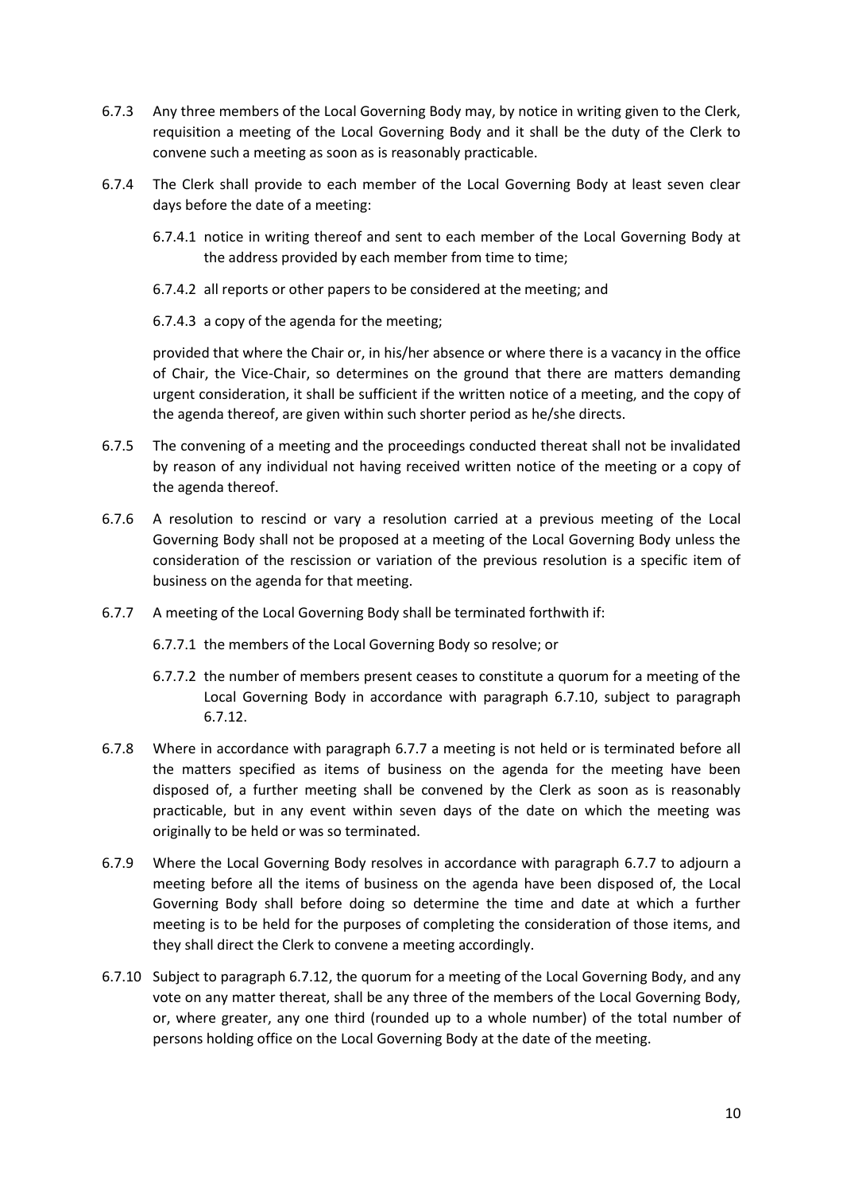6.7.3 Any three members of the Local Governing Body may, by notice in writing given to the Clerk, requisition a meeting of the Local Governing Body and it shall be the duty of the Clerk to convene such a meeting as soon as is reasonably practicable.

6.7.4 The Clerk shall provide to each member of the Local Governing Body at least seven clear days before the date of a meeting:

6.7.4.1 notice in writing thereof and sent to each member of the Local Governing Body at the address provided by each member from time to time;

6.7.4.2 all reports or other papers to be considered at the meeting; and

6.7.4.3 a copy of the agenda for the meeting;

provided that where the Chair or, in his/her absence or where there is a vacancy in the office of Chair, the Vice-Chair, so determines on the ground that there are matters demanding urgent consideration, it shall be sufficient if the written notice of a meeting, and the copy of the agenda thereof, are given within such shorter period as he/she directs.

6.7.5 The convening of a meeting and the proceedings conducted thereat shall not be invalidated by reason of any individual not having received written notice of the meeting or a copy of the agenda thereof.

6.7.6 A resolution to rescind or vary a resolution carried at a previous meeting of the Local Governing Body shall not be proposed at a meeting of the Local Governing Body unless the consideration of the rescission or variation of the previous resolution is a specific item of business on the agenda for that meeting.

6.7.7 A meeting of the Local Governing Body shall be terminated forthwith if:

6.7.7.1 the members of the Local Governing Body so resolve; or

6.7.7.2 the number of members present ceases to constitute a quorum for a meeting of the Local Governing Body in accordance with paragraph 6.7.10, subject to paragraph 6.7.12.

6.7.8 Where in accordance with paragraph 6.7.7 a meeting is not held or is terminated before all the matters specified as items of business on the agenda for the meeting have been disposed of, a further meeting shall be convened by the Clerk as soon as is reasonably practicable, but in any event within seven days of the date on which the meeting was originally to be held or was so terminated.

6.7.9 Where the Local Governing Body resolves in accordance with paragraph 6.7.7 to adjourn a meeting before all the items of business on the agenda have been disposed of, the Local Governing Body shall before doing so determine the time and date at which a further meeting is to be held for the purposes of completing the consideration of those items, and they shall direct the Clerk to convene a meeting accordingly.

6.7.10 Subject to paragraph 6.7.12, the quorum for a meeting of the Local Governing Body, and any vote on any matter thereat, shall be any three of the members of the Local Governing Body, or, where greater, any one third (rounded up to a whole number) of the total number of persons holding office on the Local Governing Body at the date of the meeting.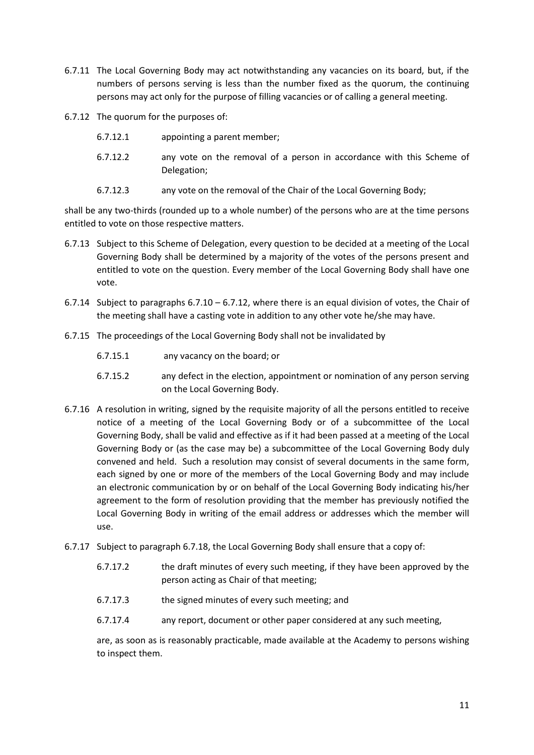6.7.11 The Local Governing Body may act notwithstanding any vacancies on its board, but, if the numbers of persons serving is less than the number fixed as the quorum, the continuing persons may act only for the purpose of filling vacancies or of calling a general meeting.

6.7.12 The quorum for the purposes of:

6.7.12.1 appointing a parent member;

6.7.12.2 any vote on the removal of a person in accordance with this Scheme of Delegation;

6.7.12.3 any vote on the removal of the Chair of the Local Governing Body;

shall be any two-thirds (rounded up to a whole number) of the persons who are at the time persons entitled to vote on those respective matters.

6.7.13 Subject to this Scheme of Delegation, every question to be decided at a meeting of the Local Governing Body shall be determined by a majority of the votes of the persons present and entitled to vote on the question. Every member of the Local Governing Body shall have one vote.

6.7.14 Subject to paragraphs 6.7.10 – 6.7.12, where there is an equal division of votes, the Chair of the meeting shall have a casting vote in addition to any other vote he/she may have.

6.7.15 The proceedings of the Local Governing Body shall not be invalidated by

6.7.15.1 any vacancy on the board; or

6.7.15.2 any defect in the election, appointment or nomination of any person serving on the Local Governing Body.

6.7.16 A resolution in writing, signed by the requisite majority of all the persons entitled to receive notice of a meeting of the Local Governing Body or of a subcommittee of the Local Governing Body, shall be valid and effective as if it had been passed at a meeting of the Local Governing Body or (as the case may be) a subcommittee of the Local Governing Body duly convened and held. Such a resolution may consist of several documents in the same form, each signed by one or more of the members of the Local Governing Body and may include an electronic communication by or on behalf of the Local Governing Body indicating his/her agreement to the form of resolution providing that the member has previously notified the Local Governing Body in writing of the email address or addresses which the member will use.

6.7.17 Subject to paragraph 6.7.18, the Local Governing Body shall ensure that a copy of:

6.7.17.2 the draft minutes of every such meeting, if they have been approved by the person acting as Chair of that meeting;

6.7.17.3 the signed minutes of every such meeting; and

6.7.17.4 any report, document or other paper considered at any such meeting,

are, as soon as is reasonably practicable, made available at the Academy to persons wishing to inspect them.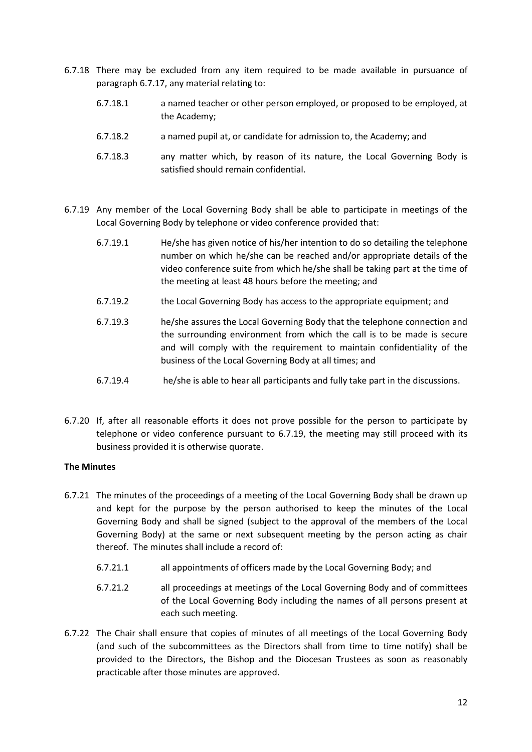6.7.18 There may be excluded from any item required to be made available in pursuance of paragraph 6.7.17, any material relating to:

- 6.7.18.1 a named teacher or other person employed, or proposed to be employed, at the Academy;
- 6.7.18.2 a named pupil at, or candidate for admission to, the Academy; and
- 6.7.18.3 any matter which, by reason of its nature, the Local Governing Body is satisfied should remain confidential.

6.7.19 Any member of the Local Governing Body shall be able to participate in meetings of the Local Governing Body by telephone or video conference provided that:

- 6.7.19.1 He/she has given notice of his/her intention to do so detailing the telephone number on which he/she can be reached and/or appropriate details of the video conference suite from which he/she shall be taking part at the time of the meeting at least 48 hours before the meeting; and
- 6.7.19.2 the Local Governing Body has access to the appropriate equipment; and
- 6.7.19.3 he/she assures the Local Governing Body that the telephone connection and the surrounding environment from which the call is to be made is secure and will comply with the requirement to maintain confidentiality of the business of the Local Governing Body at all times; and
- 6.7.19.4 he/she is able to hear all participants and fully take part in the discussions.

6.7.20 If, after all reasonable efforts it does not prove possible for the person to participate by telephone or video conference pursuant to 6.7.19, the meeting may still proceed with its business provided it is otherwise quorate.

**The Minutes**

6.7.21 The minutes of the proceedings of a meeting of the Local Governing Body shall be drawn up and kept for the purpose by the person authorised to keep the minutes of the Local Governing Body and shall be signed (subject to the approval of the members of the Local Governing Body) at the same or next subsequent meeting by the person acting as chair thereof. The minutes shall include a record of:

- 6.7.21.1 all appointments of officers made by the Local Governing Body; and
- 6.7.21.2 all proceedings at meetings of the Local Governing Body and of committees of the Local Governing Body including the names of all persons present at each such meeting.

6.7.22 The Chair shall ensure that copies of minutes of all meetings of the Local Governing Body (and such of the subcommittees as the Directors shall from time to time notify) shall be provided to the Directors, the Bishop and the Diocesan Trustees as soon as reasonably practicable after those minutes are approved.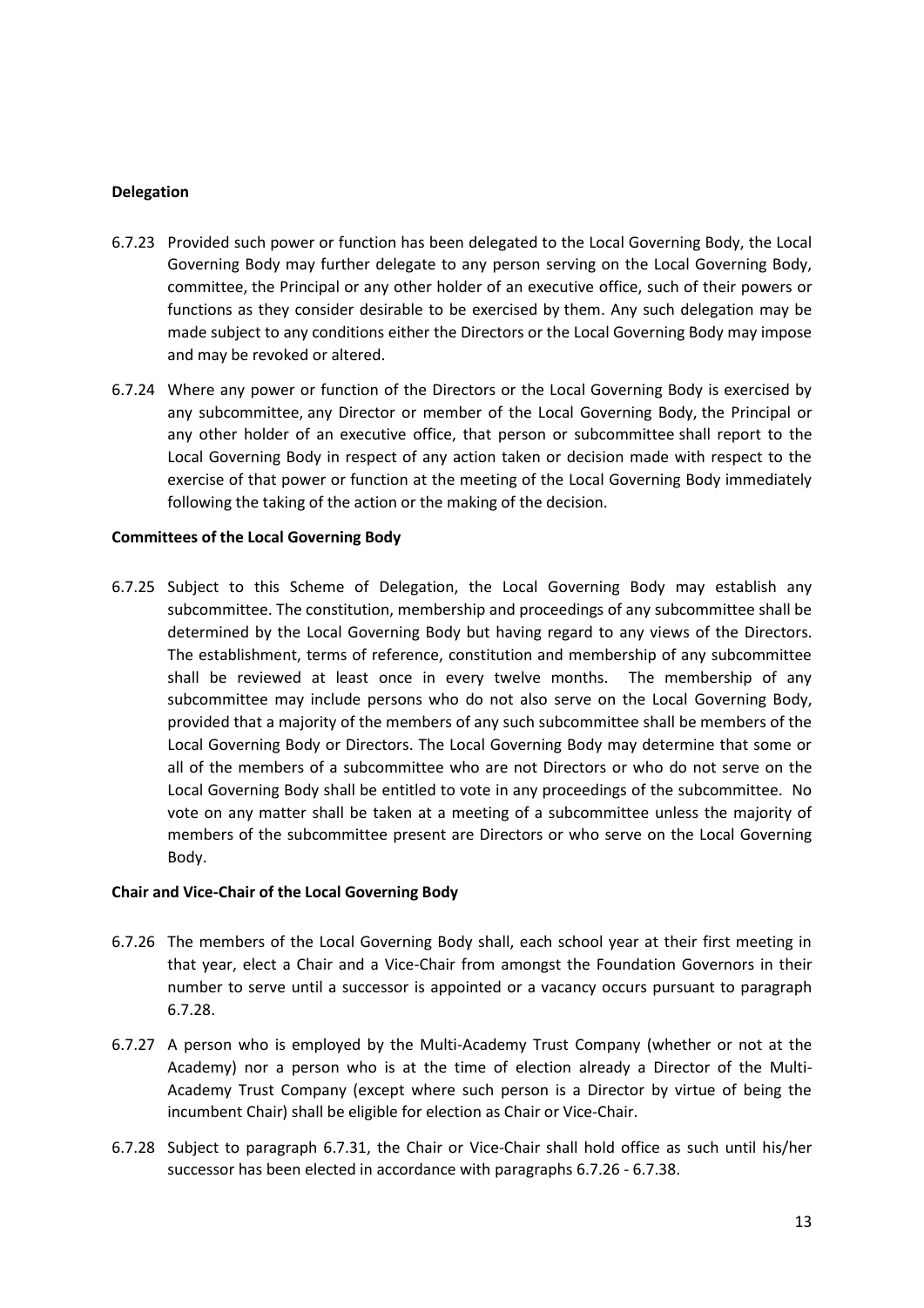**Delegation**

6.7.23 Provided such power or function has been delegated to the Local Governing Body, the Local Governing Body may further delegate to any person serving on the Local Governing Body, committee, the Principal or any other holder of an executive office, such of their powers or functions as they consider desirable to be exercised by them. Any such delegation may be made subject to any conditions either the Directors or the Local Governing Body may impose and may be revoked or altered.

6.7.24 Where any power or function of the Directors or the Local Governing Body is exercised by any subcommittee, any Director or member of the Local Governing Body, the Principal or any other holder of an executive office, that person or subcommittee shall report to the Local Governing Body in respect of any action taken or decision made with respect to the exercise of that power or function at the meeting of the Local Governing Body immediately following the taking of the action or the making of the decision.

**Committees of the Local Governing Body**

6.7.25 Subject to this Scheme of Delegation, the Local Governing Body may establish any subcommittee. The constitution, membership and proceedings of any subcommittee shall be determined by the Local Governing Body but having regard to any views of the Directors. The establishment, terms of reference, constitution and membership of any subcommittee shall be reviewed at least once in every twelve months. The membership of any subcommittee may include persons who do not also serve on the Local Governing Body, provided that a majority of the members of any such subcommittee shall be members of the Local Governing Body or Directors. The Local Governing Body may determine that some or all of the members of a subcommittee who are not Directors or who do not serve on the Local Governing Body shall be entitled to vote in any proceedings of the subcommittee. No vote on any matter shall be taken at a meeting of a subcommittee unless the majority of members of the subcommittee present are Directors or who serve on the Local Governing Body.

**Chair and Vice-Chair of the Local Governing Body**

6.7.26 The members of the Local Governing Body shall, each school year at their first meeting in that year, elect a Chair and a Vice-Chair from amongst the Foundation Governors in their number to serve until a successor is appointed or a vacancy occurs pursuant to paragraph 6.7.28.

6.7.27 A person who is employed by the Multi-Academy Trust Company (whether or not at the Academy) nor a person who is at the time of election already a Director of the Multi-Academy Trust Company (except where such person is a Director by virtue of being the incumbent Chair) shall be eligible for election as Chair or Vice-Chair.

6.7.28 Subject to paragraph 6.7.31, the Chair or Vice-Chair shall hold office as such until his/her successor has been elected in accordance with paragraphs 6.7.26 - 6.7.38.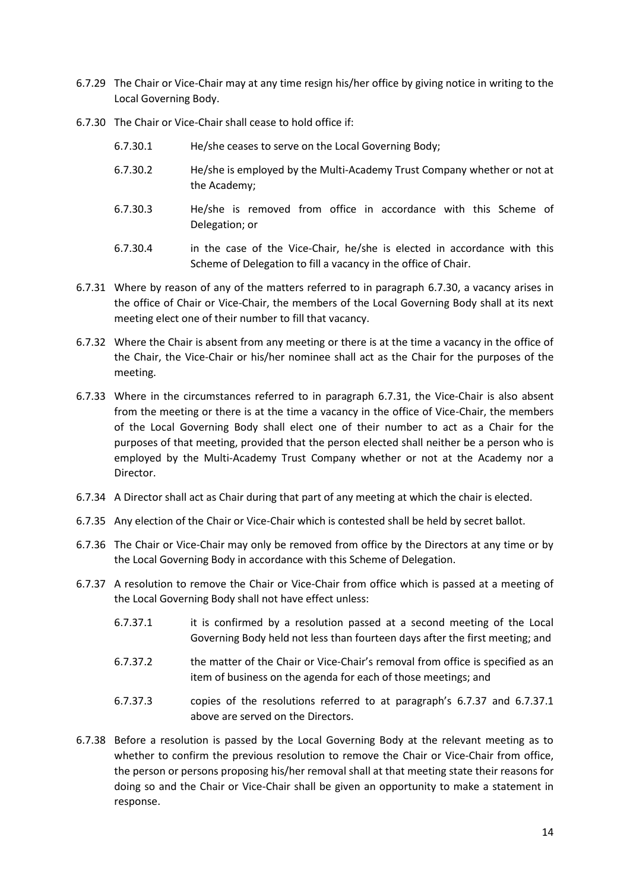6.7.29 The Chair or Vice-Chair may at any time resign his/her office by giving notice in writing to the Local Governing Body.

6.7.30 The Chair or Vice-Chair shall cease to hold office if:

- 6.7.30.1 He/she ceases to serve on the Local Governing Body;
- 6.7.30.2 He/she is employed by the Multi-Academy Trust Company whether or not at the Academy;
- 6.7.30.3 He/she is removed from office in accordance with this Scheme of Delegation; or
- 6.7.30.4 in the case of the Vice-Chair, he/she is elected in accordance with this Scheme of Delegation to fill a vacancy in the office of Chair.

6.7.31 Where by reason of any of the matters referred to in paragraph 6.7.30, a vacancy arises in the office of Chair or Vice-Chair, the members of the Local Governing Body shall at its next meeting elect one of their number to fill that vacancy.

6.7.32 Where the Chair is absent from any meeting or there is at the time a vacancy in the office of the Chair, the Vice-Chair or his/her nominee shall act as the Chair for the purposes of the meeting.

6.7.33 Where in the circumstances referred to in paragraph 6.7.31, the Vice-Chair is also absent from the meeting or there is at the time a vacancy in the office of Vice-Chair, the members of the Local Governing Body shall elect one of their number to act as a Chair for the purposes of that meeting, provided that the person elected shall neither be a person who is employed by the Multi-Academy Trust Company whether or not at the Academy nor a Director.

6.7.34 A Director shall act as Chair during that part of any meeting at which the chair is elected.

6.7.35 Any election of the Chair or Vice-Chair which is contested shall be held by secret ballot.

6.7.36 The Chair or Vice-Chair may only be removed from office by the Directors at any time or by the Local Governing Body in accordance with this Scheme of Delegation.

6.7.37 A resolution to remove the Chair or Vice-Chair from office which is passed at a meeting of the Local Governing Body shall not have effect unless:

- 6.7.37.1 it is confirmed by a resolution passed at a second meeting of the Local Governing Body held not less than fourteen days after the first meeting; and
- 6.7.37.2 the matter of the Chair or Vice-Chair's removal from office is specified as an item of business on the agenda for each of those meetings; and
- 6.7.37.3 copies of the resolutions referred to at paragraph's 6.7.37 and 6.7.37.1 above are served on the Directors.

6.7.38 Before a resolution is passed by the Local Governing Body at the relevant meeting as to whether to confirm the previous resolution to remove the Chair or Vice-Chair from office, the person or persons proposing his/her removal shall at that meeting state their reasons for doing so and the Chair or Vice-Chair shall be given an opportunity to make a statement in response.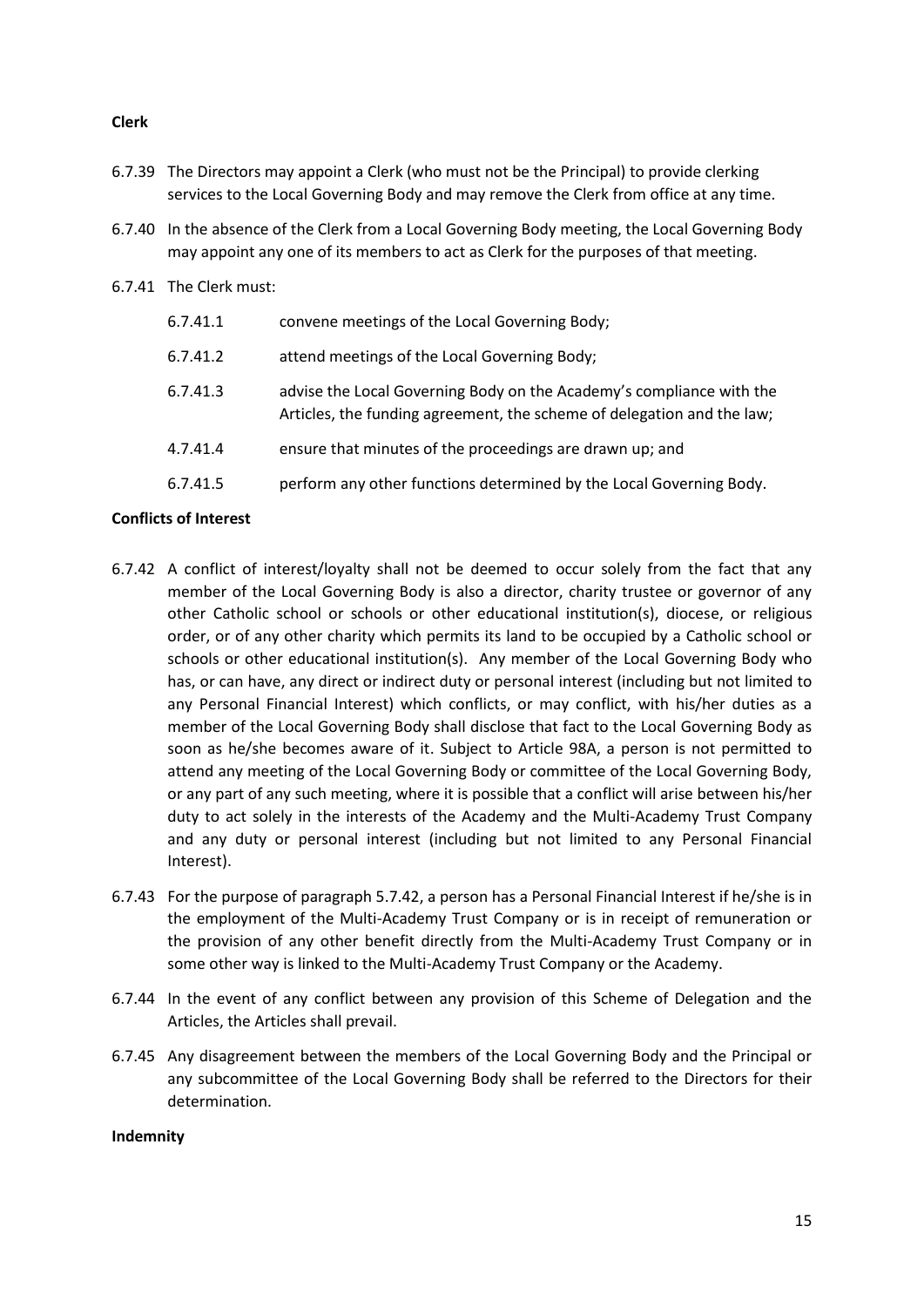**Clerk**

6.7.39 The Directors may appoint a Clerk (who must not be the Principal) to provide clerking services to the Local Governing Body and may remove the Clerk from office at any time.

6.7.40 In the absence of the Clerk from a Local Governing Body meeting, the Local Governing Body may appoint any one of its members to act as Clerk for the purposes of that meeting.

6.7.41 The Clerk must:

6.7.41.1 convene meetings of the Local Governing Body;

6.7.41.2 attend meetings of the Local Governing Body;

6.7.41.3 advise the Local Governing Body on the Academy's compliance with the Articles, the funding agreement, the scheme of delegation and the law;

4.7.41.4 ensure that minutes of the proceedings are drawn up; and

6.7.41.5 perform any other functions determined by the Local Governing Body.

**Conflicts of Interest**

6.7.42 A conflict of interest/loyalty shall not be deemed to occur solely from the fact that any member of the Local Governing Body is also a director, charity trustee or governor of any other Catholic school or schools or other educational institution(s), diocese, or religious order, or of any other charity which permits its land to be occupied by a Catholic school or schools or other educational institution(s). Any member of the Local Governing Body who has, or can have, any direct or indirect duty or personal interest (including but not limited to any Personal Financial Interest) which conflicts, or may conflict, with his/her duties as a member of the Local Governing Body shall disclose that fact to the Local Governing Body as soon as he/she becomes aware of it. Subject to Article 98A, a person is not permitted to attend any meeting of the Local Governing Body or committee of the Local Governing Body, or any part of any such meeting, where it is possible that a conflict will arise between his/her duty to act solely in the interests of the Academy and the Multi-Academy Trust Company and any duty or personal interest (including but not limited to any Personal Financial Interest).

6.7.43 For the purpose of paragraph 5.7.42, a person has a Personal Financial Interest if he/she is in the employment of the Multi-Academy Trust Company or is in receipt of remuneration or the provision of any other benefit directly from the Multi-Academy Trust Company or in some other way is linked to the Multi-Academy Trust Company or the Academy.

6.7.44 In the event of any conflict between any provision of this Scheme of Delegation and the Articles, the Articles shall prevail.

6.7.45 Any disagreement between the members of the Local Governing Body and the Principal or any subcommittee of the Local Governing Body shall be referred to the Directors for their determination.

**Indemnity**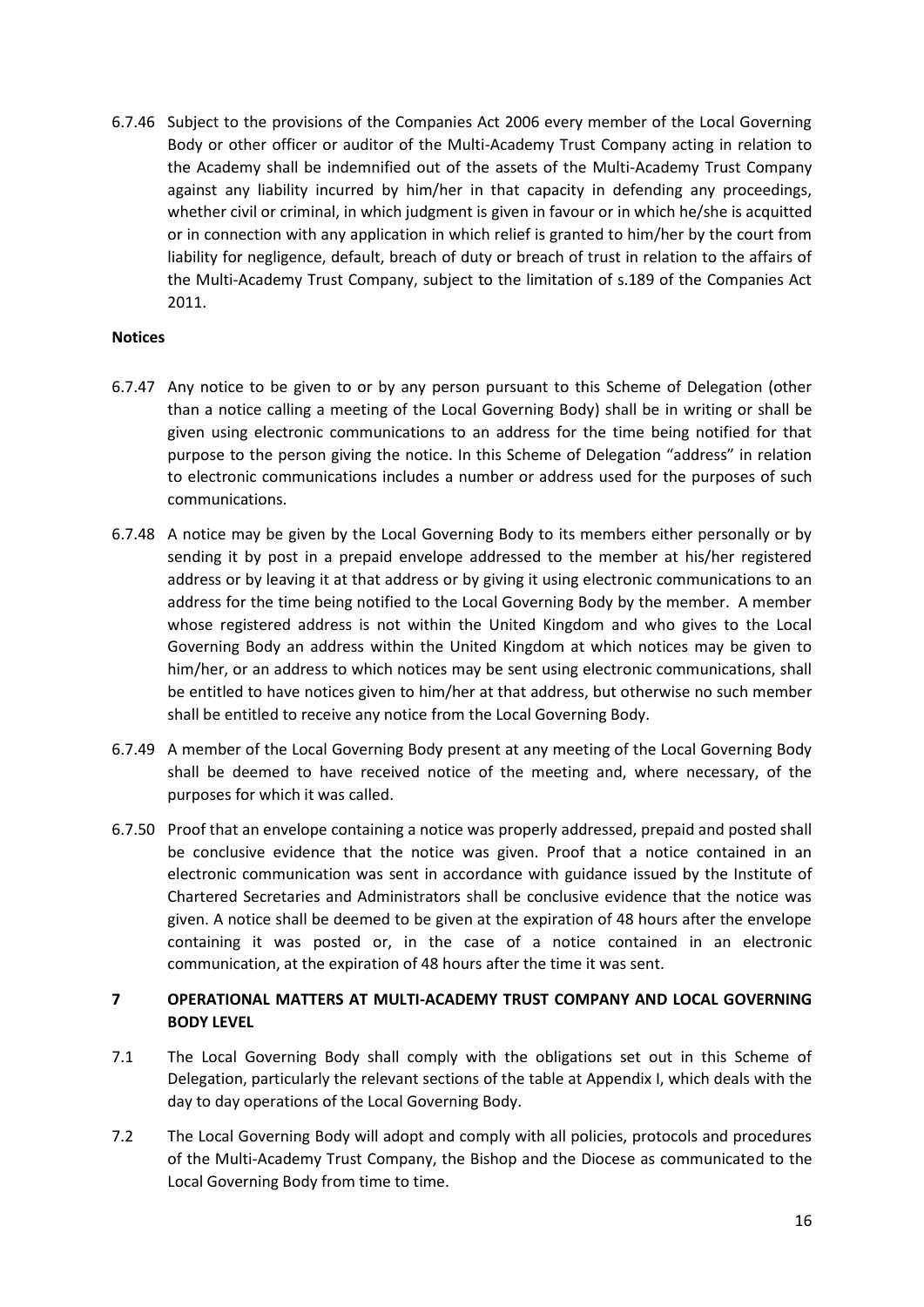6.7.46 Subject to the provisions of the Companies Act 2006 every member of the Local Governing Body or other officer or auditor of the Multi-Academy Trust Company acting in relation to the Academy shall be indemnified out of the assets of the Multi-Academy Trust Company against any liability incurred by him/her in that capacity in defending any proceedings, whether civil or criminal, in which judgment is given in favour or in which he/she is acquitted or in connection with any application in which relief is granted to him/her by the court from liability for negligence, default, breach of duty or breach of trust in relation to the affairs of the Multi-Academy Trust Company, subject to the limitation of s.189 of the Companies Act 2011.

**Notices**

6.7.47 Any notice to be given to or by any person pursuant to this Scheme of Delegation (other than a notice calling a meeting of the Local Governing Body) shall be in writing or shall be given using electronic communications to an address for the time being notified for that purpose to the person giving the notice. In this Scheme of Delegation "address" in relation to electronic communications includes a number or address used for the purposes of such communications.

6.7.48 A notice may be given by the Local Governing Body to its members either personally or by sending it by post in a prepaid envelope addressed to the member at his/her registered address or by leaving it at that address or by giving it using electronic communications to an address for the time being notified to the Local Governing Body by the member. A member whose registered address is not within the United Kingdom and who gives to the Local Governing Body an address within the United Kingdom at which notices may be given to him/her, or an address to which notices may be sent using electronic communications, shall be entitled to have notices given to him/her at that address, but otherwise no such member shall be entitled to receive any notice from the Local Governing Body.

6.7.49 A member of the Local Governing Body present at any meeting of the Local Governing Body shall be deemed to have received notice of the meeting and, where necessary, of the purposes for which it was called.

6.7.50 Proof that an envelope containing a notice was properly addressed, prepaid and posted shall be conclusive evidence that the notice was given. Proof that a notice contained in an electronic communication was sent in accordance with guidance issued by the Institute of Chartered Secretaries and Administrators shall be conclusive evidence that the notice was given. A notice shall be deemed to be given at the expiration of 48 hours after the envelope containing it was posted or, in the case of a notice contained in an electronic communication, at the expiration of 48 hours after the time it was sent.

## 7 OPERATIONAL MATTERS AT MULTI-ACADEMY TRUST COMPANY AND LOCAL GOVERNING BODY LEVEL

7.1 The Local Governing Body shall comply with the obligations set out in this Scheme of Delegation, particularly the relevant sections of the table at Appendix I, which deals with the day to day operations of the Local Governing Body.

7.2 The Local Governing Body will adopt and comply with all policies, protocols and procedures of the Multi-Academy Trust Company, the Bishop and the Diocese as communicated to the Local Governing Body from time to time.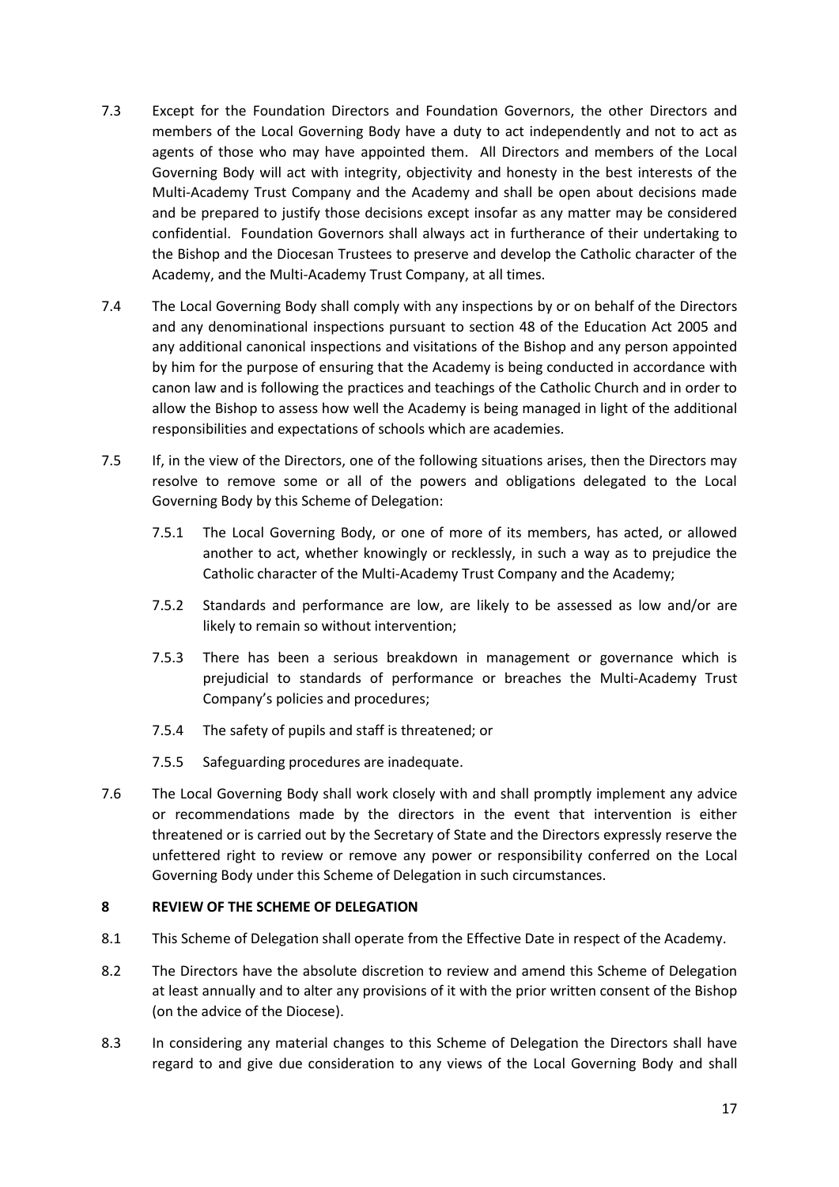7.3 Except for the Foundation Directors and Foundation Governors, the other Directors and members of the Local Governing Body have a duty to act independently and not to act as agents of those who may have appointed them. All Directors and members of the Local Governing Body will act with integrity, objectivity and honesty in the best interests of the Multi-Academy Trust Company and the Academy and shall be open about decisions made and be prepared to justify those decisions except insofar as any matter may be considered confidential. Foundation Governors shall always act in furtherance of their undertaking to the Bishop and the Diocesan Trustees to preserve and develop the Catholic character of the Academy, and the Multi-Academy Trust Company, at all times.

7.4 The Local Governing Body shall comply with any inspections by or on behalf of the Directors and any denominational inspections pursuant to section 48 of the Education Act 2005 and any additional canonical inspections and visitations of the Bishop and any person appointed by him for the purpose of ensuring that the Academy is being conducted in accordance with canon law and is following the practices and teachings of the Catholic Church and in order to allow the Bishop to assess how well the Academy is being managed in light of the additional responsibilities and expectations of schools which are academies.

7.5 If, in the view of the Directors, one of the following situations arises, then the Directors may resolve to remove some or all of the powers and obligations delegated to the Local Governing Body by this Scheme of Delegation:

7.5.1 The Local Governing Body, or one of more of its members, has acted, or allowed another to act, whether knowingly or recklessly, in such a way as to prejudice the Catholic character of the Multi-Academy Trust Company and the Academy;

7.5.2 Standards and performance are low, are likely to be assessed as low and/or are likely to remain so without intervention;

7.5.3 There has been a serious breakdown in management or governance which is prejudicial to standards of performance or breaches the Multi-Academy Trust Company's policies and procedures;

7.5.4 The safety of pupils and staff is threatened; or

7.5.5 Safeguarding procedures are inadequate.

7.6 The Local Governing Body shall work closely with and shall promptly implement any advice or recommendations made by the directors in the event that intervention is either threatened or is carried out by the Secretary of State and the Directors expressly reserve the unfettered right to review or remove any power or responsibility conferred on the Local Governing Body under this Scheme of Delegation in such circumstances.

## 8 REVIEW OF THE SCHEME OF DELEGATION

8.1 This Scheme of Delegation shall operate from the Effective Date in respect of the Academy.

8.2 The Directors have the absolute discretion to review and amend this Scheme of Delegation at least annually and to alter any provisions of it with the prior written consent of the Bishop (on the advice of the Diocese).

8.3 In considering any material changes to this Scheme of Delegation the Directors shall have regard to and give due consideration to any views of the Local Governing Body and shall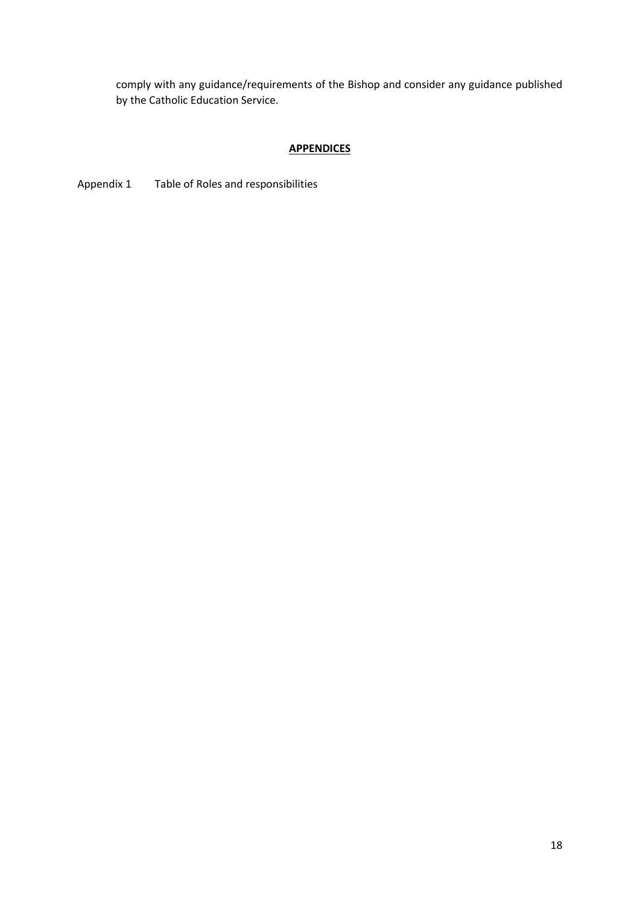comply with any guidance/requirements of the Bishop and consider any guidance published by the Catholic Education Service.

## **APPENDICES**

Appendix 1 Table of Roles and responsibilities